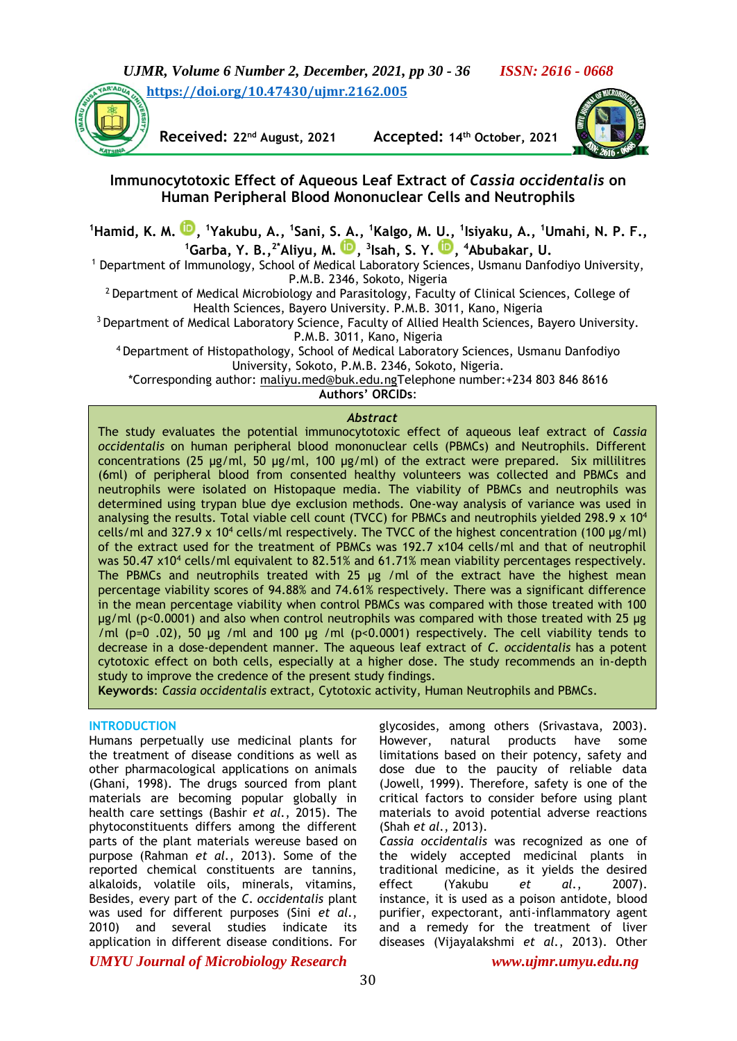https://doi.org/10.47430/ujmr.2162.005

Received: 22nd August, 2021 Accepted: 14th October, 2021

# Immunocytotoxic Effect of Aqueous Leaf Extract of *Cassia occidentalis* on Human Peripheral Blood Mononuclear Cells and Neutrophils

[1]Hamid, K. M., [1]Yakubu, A., [1]Sani, S. A., [1]Kalgo, M. U., [1]Isiyaku, A., [1]Umahi, N. P. F., [1]Garba, Y. B., [2*]Aliyu, M., [3]Isah, S. Y., [4]Abubakar, U.

[1] Department of Immunology, School of Medical Laboratory Sciences, Usmanu Danfodiyo University, P.M.B. 2346, Sokoto, Nigeria

[2] Department of Medical Microbiology and Parasitology, Faculty of Clinical Sciences, College of Health Sciences, Bayero University. P.M.B. 3011, Kano, Nigeria

[3] Department of Medical Laboratory Science, Faculty of Allied Health Sciences, Bayero University. P.M.B. 3011, Kano, Nigeria

[4] Department of Histopathology, School of Medical Laboratory Sciences, Usmanu Danfodiyo University, Sokoto, P.M.B. 2346, Sokoto, Nigeria.

*Corresponding author: maliyu.med@buk.edu.ngTelephone number:+234 803 846 8616

**Authors' ORCIDs**:

## Abstract

The study evaluates the potential immunocytotoxic effect of aqueous leaf extract of *Cassia occidentalis* on human peripheral blood mononuclear cells (PBMCs) and Neutrophils. Different concentrations (25 µg/ml, 50 µg/ml, 100 µg/ml) of the extract were prepared. Six millilitres (6ml) of peripheral blood from consented healthy volunteers was collected and PBMCs and neutrophils were isolated on Histopaque media. The viability of PBMCs and neutrophils was determined using trypan blue dye exclusion methods. One-way analysis of variance was used in analysing the results. Total viable cell count (TVCC) for PBMCs and neutrophils yielded 298.9 x $10^4$ cells/ml and 327.9 x $10^4$ cells/ml respectively. The TVCC of the highest concentration (100 µg/ml) of the extract used for the treatment of PBMCs was 192.7 x104 cells/ml and that of neutrophil was 50.47 x$10^4$ cells/ml equivalent to 82.51% and 61.71% mean viability percentages respectively. The PBMCs and neutrophils treated with 25 µg /ml of the extract have the highest mean percentage viability scores of 94.88% and 74.61% respectively. There was a significant difference in the mean percentage viability when control PBMCs was compared with those treated with 100 µg/ml ($p<0.0001$) and also when control neutrophils was compared with those treated with 25 µg /ml (p=0 .02), 50 µg /ml and 100 µg /ml ($p<0.0001$) respectively. The cell viability tends to decrease in a dose-dependent manner. The aqueous leaf extract of *C. occidentalis* has a potent cytotoxic effect on both cells, especially at a higher dose. The study recommends an in-depth study to improve the credence of the present study findings.

**Keywords**: *Cassia occidentalis* extract, Cytotoxic activity, Human Neutrophils and PBMCs.

## INTRODUCTION

Humans perpetually use medicinal plants for the treatment of disease conditions as well as other pharmacological applications on animals (Ghani, 1998). The drugs sourced from plant materials are becoming popular globally in health care settings (Bashir *et al.*, 2015). The phytoconstituents differs among the different parts of the plant materials wereuse based on purpose (Rahman *et al.*, 2013). Some of the reported chemical constituents are tannins, alkaloids, volatile oils, minerals, vitamins, glycosides, among others (Srivastava, 2003). However, natural products have some limitations based on their potency, safety and dose due to the paucity of reliable data (Jowell, 1999). Therefore, safety is one of the critical factors to consider before using plant materials to avoid potential adverse reactions (Shah *et al.*, 2013).

*Cassia occidentalis* was recognized as one of the widely accepted medicinal plants in traditional medicine, as it yields the desired effect (Yakubu *et al.*, 2007). Besides, every part of the *C. occidentalis* plant was used for different purposes (Sini *et al.*, 2010) and several studies indicate its application in different disease conditions. For instance, it is used as a poison antidote, blood purifier, expectorant, anti-inflammatory agent and a remedy for the treatment of liver diseases (Vijayalakshmi *et al.*, 2013). Other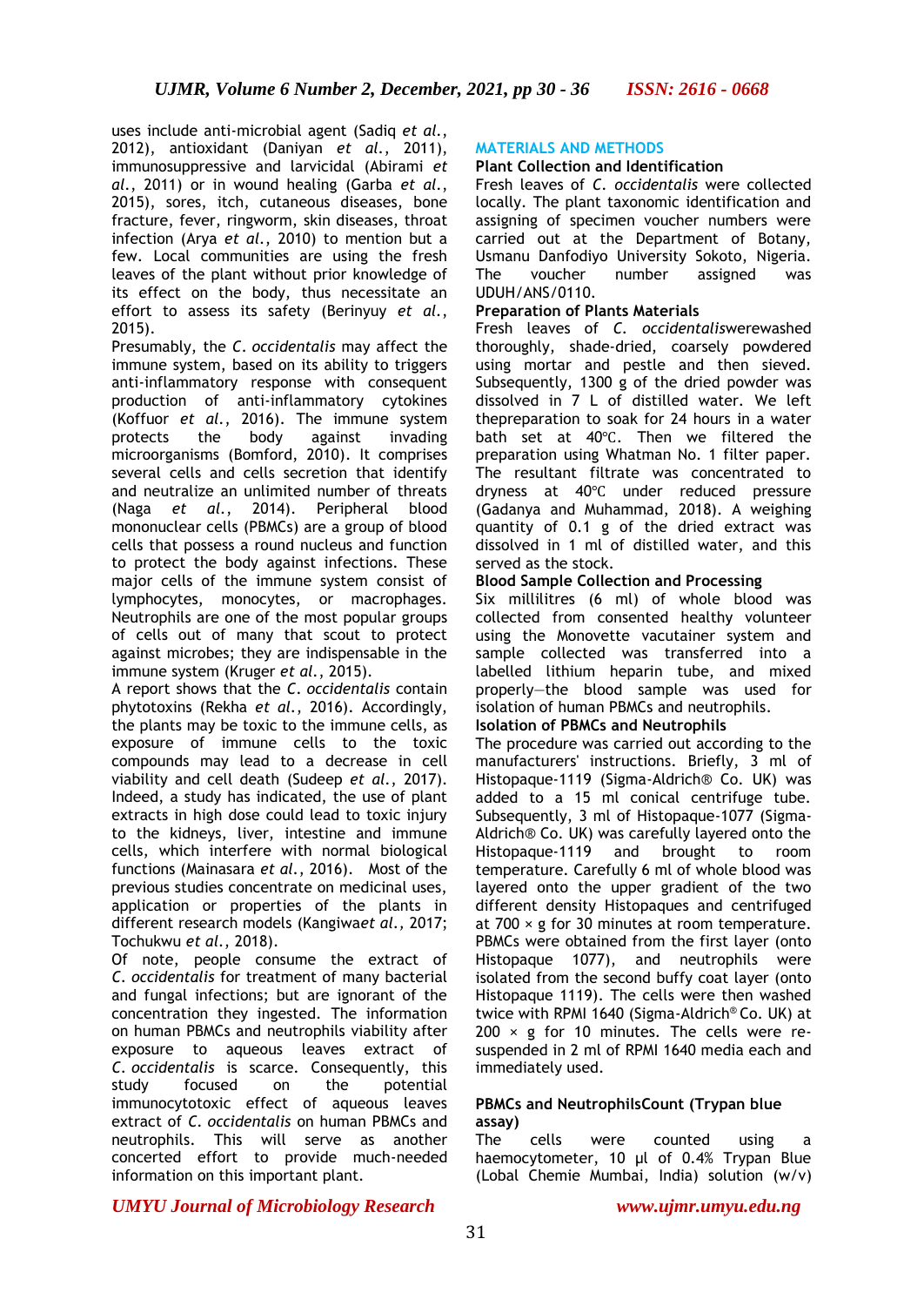uses include anti-microbial agent (Sadiq *et al.*, 2012), antioxidant (Daniyan *et al.*, 2011), immunosuppressive and larvicidal (Abirami *et al.*, 2011) or in wound healing (Garba *et al.*, 2015), sores, itch, cutaneous diseases, bone fracture, fever, ringworm, skin diseases, throat infection (Arya *et al.*, 2010) to mention but a few. Local communities are using the fresh leaves of the plant without prior knowledge of its effect on the body, thus necessitate an effort to assess its safety (Berinyuy *et al.*, 2015).

Presumably, the *C. occidentalis* may affect the immune system, based on its ability to triggers anti-inflammatory response with consequent production of anti-inflammatory cytokines (Koffuor *et al.*, 2016). The immune system protects the body against invading microorganisms (Bomford, 2010). It comprises several cells and cells secretion that identify and neutralize an unlimited number of threats (Naga *et al.*, 2014). Peripheral blood mononuclear cells (PBMCs) are a group of blood cells that possess a round nucleus and function to protect the body against infections. These major cells of the immune system consist of lymphocytes, monocytes, or macrophages. Neutrophils are one of the most popular groups of cells out of many that scout to protect against microbes; they are indispensable in the immune system (Kruger *et al.*, 2015).

A report shows that the *C. occidentalis* contain phytotoxins (Rekha *et al.*, 2016). Accordingly, the plants may be toxic to the immune cells, as exposure of immune cells to the toxic compounds may lead to a decrease in cell viability and cell death (Sudeep *et al.*, 2017). Indeed, a study has indicated, the use of plant extracts in high dose could lead to toxic injury to the kidneys, liver, intestine and immune cells, which interfere with normal biological functions (Mainasara *et al.*, 2016). Most of the previous studies concentrate on medicinal uses, application or properties of the plants in different research models (Kangiwa*et al.*, 2017; Tochukwu *et al.*, 2018).

Of note, people consume the extract of *C. occidentalis* for treatment of many bacterial and fungal infections; but are ignorant of the concentration they ingested. The information on human PBMCs and neutrophils viability after exposure to aqueous leaves extract of *C. occidentalis* is scarce. Consequently, this study focused on the potential immunocytotoxic effect of aqueous leaves extract of *C. occidentalis* on human PBMCs and neutrophils. This will serve as another concerted effort to provide much-needed information on this important plant.

## MATERIALS AND METHODS

### Plant Collection and Identification

Fresh leaves of *C. occidentalis* were collected locally. The plant taxonomic identification and assigning of specimen voucher numbers were carried out at the Department of Botany, Usmanu Danfodiyo University Sokoto, Nigeria. The voucher number assigned was UDUH/ANS/0110.

### Preparation of Plants Materials

Fresh leaves of *C. occidentalis*werewashed thoroughly, shade-dried, coarsely powdered using mortar and pestle and then sieved. Subsequently, 1300 g of the dried powder was dissolved in 7 L of distilled water. We left thepreparation to soak for 24 hours in a water bath set at 40℃. Then we filtered the preparation using Whatman No. 1 filter paper. The resultant filtrate was concentrated to dryness at 40℃ under reduced pressure (Gadanya and Muhammad, 2018). A weighing quantity of 0.1 g of the dried extract was dissolved in 1 ml of distilled water, and this served as the stock.

### Blood Sample Collection and Processing

Six millilitres (6 ml) of whole blood was collected from consented healthy volunteer using the Monovette vacutainer system and sample collected was transferred into a labelled lithium heparin tube, and mixed properly—the blood sample was used for isolation of human PBMCs and neutrophils.

### Isolation of PBMCs and Neutrophils

The procedure was carried out according to the manufacturers' instructions. Briefly, 3 ml of Histopaque-1119 (Sigma-Aldrich® Co. UK) was added to a 15 ml conical centrifuge tube. Subsequently, 3 ml of Histopaque-1077 (Sigma-Aldrich® Co. UK) was carefully layered onto the Histopaque-1119 and brought to room temperature. Carefully 6 ml of whole blood was layered onto the upper gradient of the two different density Histopaques and centrifuged at 700 × g for 30 minutes at room temperature. PBMCs were obtained from the first layer (onto Histopaque 1077), and neutrophils were isolated from the second buffy coat layer (onto Histopaque 1119). The cells were then washed twice with RPMI 1640 (Sigma-Aldrich® Co. UK) at 200 × g for 10 minutes. The cells were re-suspended in 2 ml of RPMI 1640 media each and immediately used.

### PBMCs and NeutrophilsCount (Trypan blue assay)

The cells were counted using a haemocytometer, 10 µl of 0.4% Trypan Blue (Lobal Chemie Mumbai, India) solution (w/v)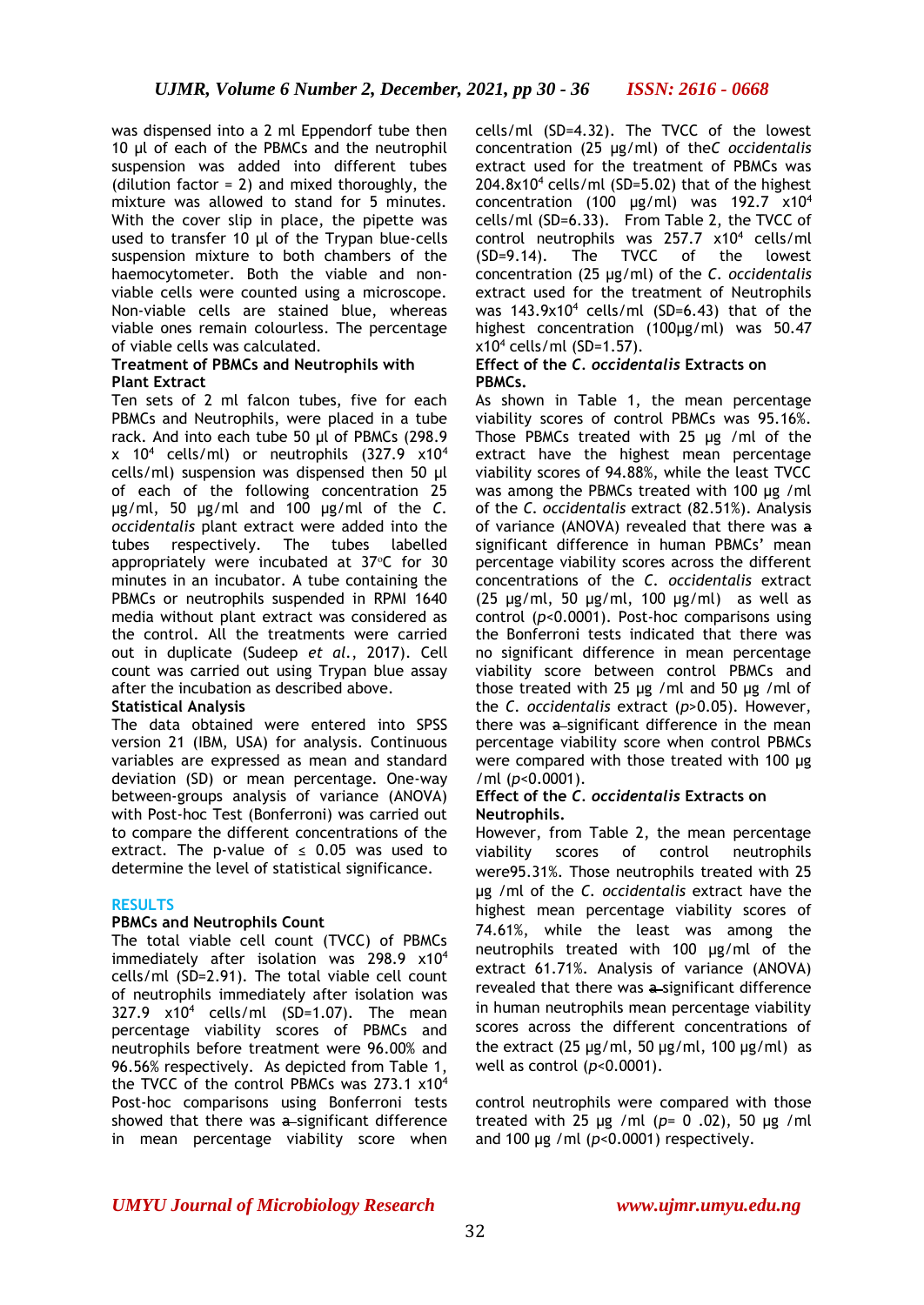was dispensed into a 2 ml Eppendorf tube then 10 µl of each of the PBMCs and the neutrophil suspension was added into different tubes (dilution factor = 2) and mixed thoroughly, the mixture was allowed to stand for 5 minutes. With the cover slip in place, the pipette was used to transfer 10 µl of the Trypan blue-cells suspension mixture to both chambers of the haemocytometer. Both the viable and non-viable cells were counted using a microscope. Non-viable cells are stained blue, whereas viable ones remain colourless. The percentage of viable cells was calculated.

**Treatment of PBMCs and Neutrophils with Plant Extract**

Ten sets of 2 ml falcon tubes, five for each PBMCs and Neutrophils, were placed in a tube rack. And into each tube 50 µl of PBMCs (298.9 x $10^4$ cells/ml) or neutrophils (327.9 x$10^4$ cells/ml) suspension was dispensed then 50 µl of each of the following concentration 25 µg/ml, 50 µg/ml and 100 µg/ml of the *C. occidentalis* plant extract were added into the tubes respectively. The tubes labelled appropriately were incubated at 37$^o$C for 30 minutes in an incubator. A tube containing the PBMCs or neutrophils suspended in RPMI 1640 media without plant extract was considered as the control. All the treatments were carried out in duplicate (Sudeep *et al.*, 2017). Cell count was carried out using Trypan blue assay after the incubation as described above.

**Statistical Analysis**

The data obtained were entered into SPSS version 21 (IBM, USA) for analysis. Continuous variables are expressed as mean and standard deviation (SD) or mean percentage. One-way between-groups analysis of variance (ANOVA) with Post-hoc Test (Bonferroni) was carried out to compare the different concentrations of the extract. The p-value of ≤ 0.05 was used to determine the level of statistical significance.

## RESULTS

**PBMCs and Neutrophils Count**

The total viable cell count (TVCC) of PBMCs immediately after isolation was 298.9 x$10^4$ cells/ml (SD=2.91). The total viable cell count of neutrophils immediately after isolation was 327.9 x$10^4$ cells/ml (SD=1.07). The mean percentage viability scores of PBMCs and neutrophils before treatment were 96.00% and 96.56% respectively. As depicted from Table 1, the TVCC of the control PBMCs was 273.1 x$10^4$ cells/ml (SD=4.32). The TVCC of the lowest concentration (25 µg/ml) of the*C occidentalis* extract used for the treatment of PBMCs was 204.8x$10^4$ cells/ml (SD=5.02) that of the highest concentration (100 µg/ml) was 192.7 x$10^4$ cells/ml (SD=6.33). From Table 2, the TVCC of control neutrophils was 257.7 x$10^4$ cells/ml (SD=9.14). The TVCC of the lowest concentration (25 µg/ml) of the *C. occidentalis* extract used for the treatment of Neutrophils was 143.9x$10^4$ cells/ml (SD=6.43) that of the highest concentration (100µg/ml) was 50.47 x$10^4$ cells/ml (SD=1.57).

**Effect of the *C. occidentalis* Extracts on PBMCs.**

As shown in Table 1, the mean percentage viability scores of control PBMCs was 95.16%. Those PBMCs treated with 25 µg /ml of the extract have the highest mean percentage viability scores of 94.88%, while the least TVCC was among the PBMCs treated with 100 µg /ml of the *C. occidentalis* extract (82.51%). Analysis of variance (ANOVA) revealed that there was ~~a~~ significant difference in human PBMCs' mean percentage viability scores across the different concentrations of the *C. occidentalis* extract (25 µg/ml, 50 µg/ml, 100 µg/ml) as well as control ($p$<0.0001). Post-hoc comparisons using the Bonferroni tests indicated that there was no significant difference in mean percentage viability score between control PBMCs and those treated with 25 µg /ml and 50 µg /ml of the *C. occidentalis* extract ($p$>0.05). However, there was ~~a~~ significant difference in the mean percentage viability score when control PBMCs were compared with those treated with 100 µg /ml ($p$<0.0001).

**Effect of the *C. occidentalis* Extracts on Neutrophils.**

However, from Table 2, the mean percentage viability scores of control neutrophils were95.31%. Those neutrophils treated with 25 µg /ml of the *C. occidentalis* extract have the highest mean percentage viability scores of 74.61%, while the least was among the neutrophils treated with 100 µg/ml of the extract 61.71%. Analysis of variance (ANOVA) revealed that there was ~~a~~ significant difference in human neutrophils mean percentage viability scores across the different concentrations of the extract (25 µg/ml, 50 µg/ml, 100 µg/ml) as well as control ($p$<0.0001).

Post-hoc comparisons using Bonferroni tests showed that there was ~~a~~ significant difference in mean percentage viability score when control neutrophils were compared with those treated with 25 µg /ml ($p$= 0 .02), 50 µg /ml and 100 µg /ml ($p$<0.0001) respectively.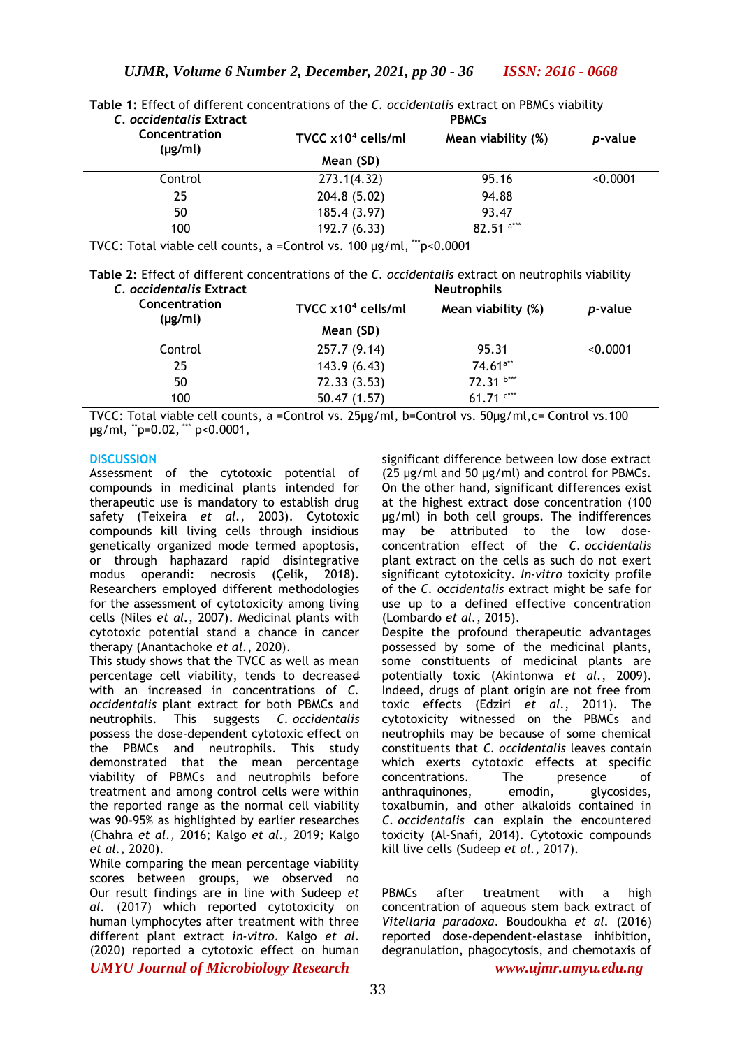**Table 1:** Effect of different concentrations of the *C. occidentalis* extract on PBMCs viability

| *C. occidentalis* Extract Concentration (µg/ml) | PBMCs | | |
|---|---|---|---|
| | TVCC x10$^4$ cells/ml Mean (SD) | Mean viability (%) | *p*-value |
| Control | 273.1(4.32) | 95.16 | <0.0001 |
| 25 | 204.8 (5.02) | 94.88 | |
| 50 | 185.4 (3.97) | 93.47 | |
| 100 | 192.7 (6.33) | 82.51 [a***] | |

TVCC: Total viable cell counts, a =Control vs. 100 µg/ml, [***]p<0.0001

**Table 2:** Effect of different concentrations of the *C. occidentalis* extract on neutrophils viability

| *C. occidentalis* Extract Concentration (µg/ml) | Neutrophils | | |
|---|---|---|---|
| | TVCC x10$^4$ cells/ml Mean (SD) | Mean viability (%) | *p*-value |
| Control | 257.7 (9.14) | 95.31 | <0.0001 |
| 25 | 143.9 (6.43) | 74.61[a**] | |
| 50 | 72.33 (3.53) | 72.31 [b***] | |
| 100 | 50.47 (1.57) | 61.71 [c***] | |

TVCC: Total viable cell counts, a =Control vs. 25µg/ml, b=Control vs. 50µg/ml,c= Control vs.100 µg/ml, [**]p=0.02, [***] p<0.0001,

## DISCUSSION

Assessment of the cytotoxic potential of compounds in medicinal plants intended for therapeutic use is mandatory to establish drug safety (Teixeira *et al.*, 2003). Cytotoxic compounds kill living cells through insidious genetically organized mode termed apoptosis, or through haphazard rapid disintegrative modus operandi: necrosis (Çelik, 2018). Researchers employed different methodologies for the assessment of cytotoxicity among living cells (Niles *et al.*, 2007). Medicinal plants with cytotoxic potential stand a chance in cancer therapy (Anantachoke *et al.*, 2020).

This study shows that the TVCC as well as mean percentage cell viability, tends to decreased with an increased in concentrations of *C. occidentalis* plant extract for both PBMCs and neutrophils. This suggests *C. occidentalis* possess the dose-dependent cytotoxic effect on the PBMCs and neutrophils. This study demonstrated that the mean percentage viability of PBMCs and neutrophils before treatment and among control cells were within the reported range as the normal cell viability was 90–95% as highlighted by earlier researches (Chahra *et al.,* 2016; Kalgo *et al.,* 2019; Kalgo *et al.,* 2020).

While comparing the mean percentage viability scores between groups, we observed no significant difference between low dose extract (25 µg/ml and 50 µg/ml) and control for PBMCs. On the other hand, significant differences exist at the highest extract dose concentration (100 µg/ml) in both cell groups. The indifferences may be attributed to the low dose-concentration effect of the *C. occidentalis* plant extract on the cells as such do not exert significant cytotoxicity. *In-vitro* toxicity profile of the *C. occidentalis* extract might be safe for use up to a defined effective concentration (Lombardo *et al.*, 2015).

Despite the profound therapeutic advantages possessed by some of the medicinal plants, some constituents of medicinal plants are potentially toxic (Akintonwa *et al.*, 2009). Indeed, drugs of plant origin are not free from toxic effects (Edziri *et al.*, 2011). The cytotoxicity witnessed on the PBMCs and neutrophils may be because of some chemical constituents that *C. occidentalis* leaves contain which exerts cytotoxic effects at specific concentrations. The presence of anthraquinones, emodin, glycosides, toxalbumin, and other alkaloids contained in *C. occidentalis* can explain the encountered toxicity (Al-Snafi, 2014). Cytotoxic compounds kill live cells (Sudeep *et al.*, 2017).

Our result findings are in line with Sudeep *et al.* (2017) which reported cytotoxicity on human lymphocytes after treatment with three different plant extract *in-vitro*. Kalgo *et al.* (2020) reported a cytotoxic effect on human PBMCs after treatment with a high concentration of aqueous stem back extract of *Vitellaria paradoxa*. Boudoukha *et al.* (2016) reported dose-dependent-elastase inhibition, degranulation, phagocytosis, and chemotaxis of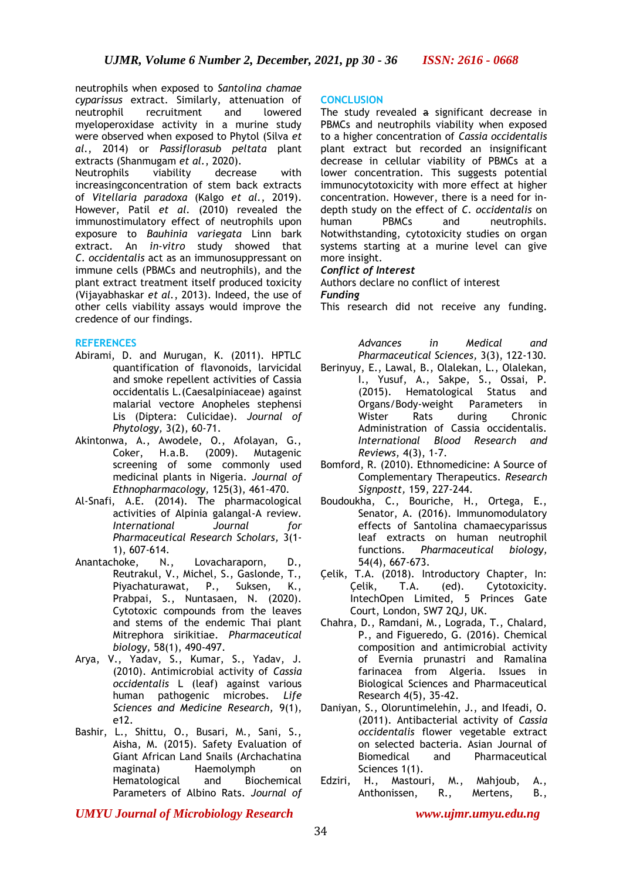neutrophils when exposed to *Santolina chamae cyparissus* extract. Similarly, attenuation of neutrophil recruitment and lowered myeloperoxidase activity in a murine study were observed when exposed to Phytol (Silva *et al.*, 2014) or *Passiflorasub peltata* plant extracts (Shanmugam *et al.*, 2020).

Neutrophils viability decrease with increasingconcentration of stem back extracts of *Vitellaria paradoxa* (Kalgo *et al.*, 2019). However, Patil *et al.* (2010) revealed the immunostimulatory effect of neutrophils upon exposure to *Bauhinia variegata* Linn bark extract. An *in-vitro* study showed that *C. occidentalis* act as an immunosuppressant on immune cells (PBMCs and neutrophils), and the plant extract treatment itself produced toxicity (Vijayabhaskar *et al.*, 2013). Indeed, the use of other cells viability assays would improve the credence of our findings.

## CONCLUSION

The study revealed ~~a~~ significant decrease in PBMCs and neutrophils viability when exposed to a higher concentration of *Cassia occidentalis* plant extract but recorded an insignificant decrease in cellular viability of PBMCs at a lower concentration. This suggests potential immunocytotoxicity with more effect at higher concentration. However, there is a need for in-depth study on the effect of *C. occidentalis* on human PBMCs and neutrophils. Notwithstanding, cytotoxicity studies on organ systems starting at a murine level can give more insight.

***Conflict of Interest***

Authors declare no conflict of interest

***Funding***

This research did not receive any funding.

## REFERENCES

- Abirami, D. and Murugan, K. (2011). HPTLC quantification of flavonoids, larvicidal and smoke repellent activities of Cassia occidentalis L.(Caesalpiniaceae) against malarial vectore Anopheles stephensi Lis (Diptera: Culicidae). *Journal of Phytology,* 3(2), 60-71.
- Akintonwa, A., Awodele, O., Afolayan, G., Coker, H.a.B. (2009). Mutagenic screening of some commonly used medicinal plants in Nigeria. *Journal of Ethnopharmacology,* 125(3), 461-470.
- Al-Snafi, A.E. (2014). The pharmacological activities of Alpinia galangal-A review. *International Journal for Pharmaceutical Research Scholars,* 3(1-1), 607-614.
- Anantachoke, N., Lovacharaporn, D., Reutrakul, V., Michel, S., Gaslonde, T., Piyachaturawat, P., Suksen, K., Prabpai, S., Nuntasaen, N. (2020). Cytotoxic compounds from the leaves and stems of the endemic Thai plant Mitrephora sirikitiae. *Pharmaceutical biology,* 58(1), 490-497.
- Arya, V., Yadav, S., Kumar, S., Yadav, J. (2010). Antimicrobial activity of *Cassia occidentalis* L (leaf) against various human pathogenic microbes. *Life Sciences and Medicine Research,* 9(1), e12.
- Bashir, L., Shittu, O., Busari, M., Sani, S., Aisha, M. (2015). Safety Evaluation of Giant African Land Snails (Archachatina maginata) Haemolymph on Hematological and Biochemical Parameters of Albino Rats. *Journal of Advances in Medical and Pharmaceutical Sciences,* 3(3), 122-130.
- Berinyuy, E., Lawal, B., Olalekan, L., Olalekan, I., Yusuf, A., Sakpe, S., Ossai, P. (2015). Hematological Status and Organs/Body-weight Parameters in Wister Rats during Chronic Administration of Cassia occidentalis. *International Blood Research and Reviews,* 4(3), 1-7.
- Bomford, R. (2010). Ethnomedicine: A Source of Complementary Therapeutics. *Research Signpostt,* 159, 227-244.
- Boudoukha, C., Bouriche, H., Ortega, E., Senator, A. (2016). Immunomodulatory effects of Santolina chamaecyparissus leaf extracts on human neutrophil functions. *Pharmaceutical biology,* 54(4), 667-673.
- Çelik, T.A. (2018). Introductory Chapter, In: Çelik, T.A. (ed). Cytotoxicity. IntechOpen Limited, 5 Princes Gate Court, London, SW7 2QJ, UK.
- Chahra, D., Ramdani, M., Lograda, T., Chalard, P., and Figueredo, G. (2016). Chemical composition and antimicrobial activity of Evernia prunastri and Ramalina farinacea from Algeria. Issues in Biological Sciences and Pharmaceutical Research 4(5), 35-42.
- Daniyan, S., Oloruntimelehin, J., and Ifeadi, O. (2011). Antibacterial activity of *Cassia occidentalis* flower vegetable extract on selected bacteria. Asian Journal of Biomedical and Pharmaceutical Sciences 1(1).
- Edziri, H., Mastouri, M., Mahjoub, A., Anthonissen, R., Mertens, B.,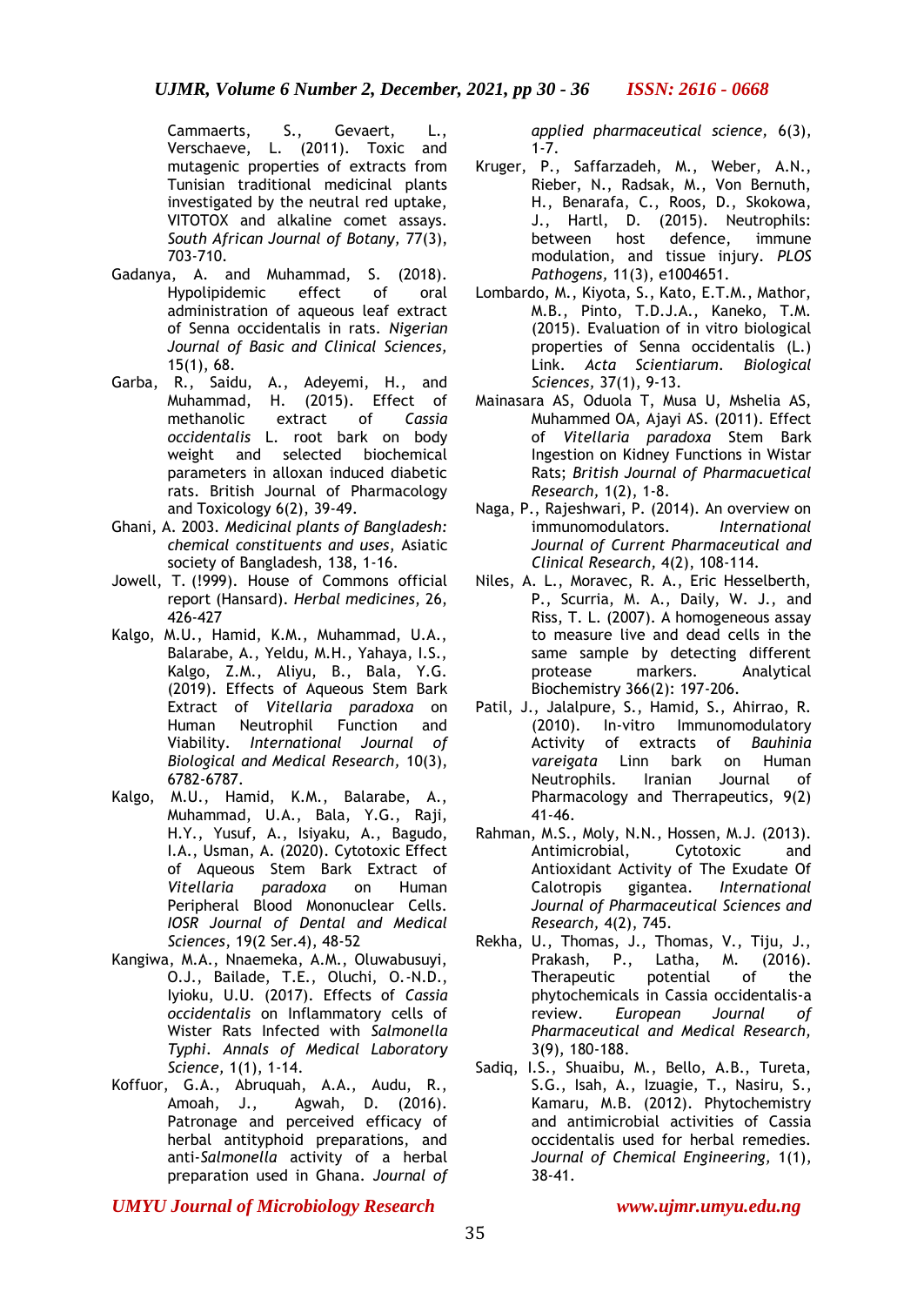Cammaerts, S., Gevaert, L., Verschaeve, L. (2011). Toxic and mutagenic properties of extracts from Tunisian traditional medicinal plants investigated by the neutral red uptake, VITOTOX and alkaline comet assays. *South African Journal of Botany,* 77(3), 703-710.

Gadanya, A. and Muhammad, S. (2018). Hypolipidemic effect of oral administration of aqueous leaf extract of Senna occidentalis in rats. *Nigerian Journal of Basic and Clinical Sciences,* 15(1), 68.

Garba, R., Saidu, A., Adeyemi, H., and Muhammad, H. (2015). Effect of methanolic extract of *Cassia occidentalis* L. root bark on body weight and selected biochemical parameters in alloxan induced diabetic rats. British Journal of Pharmacology and Toxicology 6(2), 39-49.

Ghani, A. 2003. *Medicinal plants of Bangladesh: chemical constituents and uses,* Asiatic society of Bangladesh, 138, 1-16.

Jowell, T. (!999). House of Commons official report (Hansard). *Herbal medicines*, 26, 426-427

Kalgo, M.U., Hamid, K.M., Muhammad, U.A., Balarabe, A., Yeldu, M.H., Yahaya, I.S., Kalgo, Z.M., Aliyu, B., Bala, Y.G. (2019). Effects of Aqueous Stem Bark Extract of *Vitellaria paradoxa* on Human Neutrophil Function and Viability. *International Journal of Biological and Medical Research,* 10(3), 6782-6787.

Kalgo, M.U., Hamid, K.M., Balarabe, A., Muhammad, U.A., Bala, Y.G., Raji, H.Y., Yusuf, A., Isiyaku, A., Bagudo, I.A., Usman, A. (2020). Cytotoxic Effect of Aqueous Stem Bark Extract of *Vitellaria paradoxa* on Human Peripheral Blood Mononuclear Cells. *IOSR Journal of Dental and Medical Sciences*, 19(2 Ser.4), 48-52

Kangiwa, M.A., Nnaemeka, A.M., Oluwabusuyi, O.J., Bailade, T.E., Oluchi, O.-N.D., Iyioku, U.U. (2017). Effects of *Cassia occidentalis* on Inflammatory cells of Wister Rats Infected with *Salmonella Typhi*. *Annals of Medical Laboratory Science,* 1(1), 1-14.

Koffuor, G.A., Abruquah, A.A., Audu, R., Amoah, J., Agwah, D. (2016). Patronage and perceived efficacy of herbal antityphoid preparations, and anti-*Salmonella* activity of a herbal preparation used in Ghana. *Journal of applied pharmaceutical science,* 6(3), 1-7.

Kruger, P., Saffarzadeh, M., Weber, A.N., Rieber, N., Radsak, M., Von Bernuth, H., Benarafa, C., Roos, D., Skokowa, J., Hartl, D. (2015). Neutrophils: between host defence, immune modulation, and tissue injury. *PLOS Pathogens,* 11(3), e1004651.

Lombardo, M., Kiyota, S., Kato, E.T.M., Mathor, M.B., Pinto, T.D.J.A., Kaneko, T.M. (2015). Evaluation of in vitro biological properties of Senna occidentalis (L.) Link. *Acta Scientiarum. Biological Sciences,* 37(1), 9-13.

Mainasara AS, Oduola T, Musa U, Mshelia AS, Muhammed OA, Ajayi AS. (2011). Effect of *Vitellaria paradoxa* Stem Bark Ingestion on Kidney Functions in Wistar Rats; *British Journal of Pharmacuetical Research,* 1(2), 1-8.

Naga, P., Rajeshwari, P. (2014). An overview on immunomodulators. *International Journal of Current Pharmaceutical and Clinical Research,* 4(2), 108-114.

Niles, A. L., Moravec, R. A., Eric Hesselberth, P., Scurria, M. A., Daily, W. J., and Riss, T. L. (2007). A homogeneous assay to measure live and dead cells in the same sample by detecting different protease markers. Analytical Biochemistry 366(2): 197-206.

Patil, J., Jalalpure, S., Hamid, S., Ahirrao, R. (2010). In-vitro Immunomodulatory Activity of extracts of *Bauhinia vareigata* Linn bark on Human Neutrophils. Iranian Journal of Pharmacology and Therrapeutics, 9(2) 41-46.

Rahman, M.S., Moly, N.N., Hossen, M.J. (2013). Antimicrobial, Cytotoxic and Antioxidant Activity of The Exudate Of Calotropis gigantea. *International Journal of Pharmaceutical Sciences and Research,* 4(2), 745.

Rekha, U., Thomas, J., Thomas, V., Tiju, J., Prakash, P., Latha, M. (2016). Therapeutic potential of the phytochemicals in Cassia occidentalis-a review. *European Journal of Pharmaceutical and Medical Research,* 3(9), 180-188.

Sadiq, I.S., Shuaibu, M., Bello, A.B., Tureta, S.G., Isah, A., Izuagie, T., Nasiru, S., Kamaru, M.B. (2012). Phytochemistry and antimicrobial activities of Cassia occidentalis used for herbal remedies. *Journal of Chemical Engineering,* 1(1), 38-41.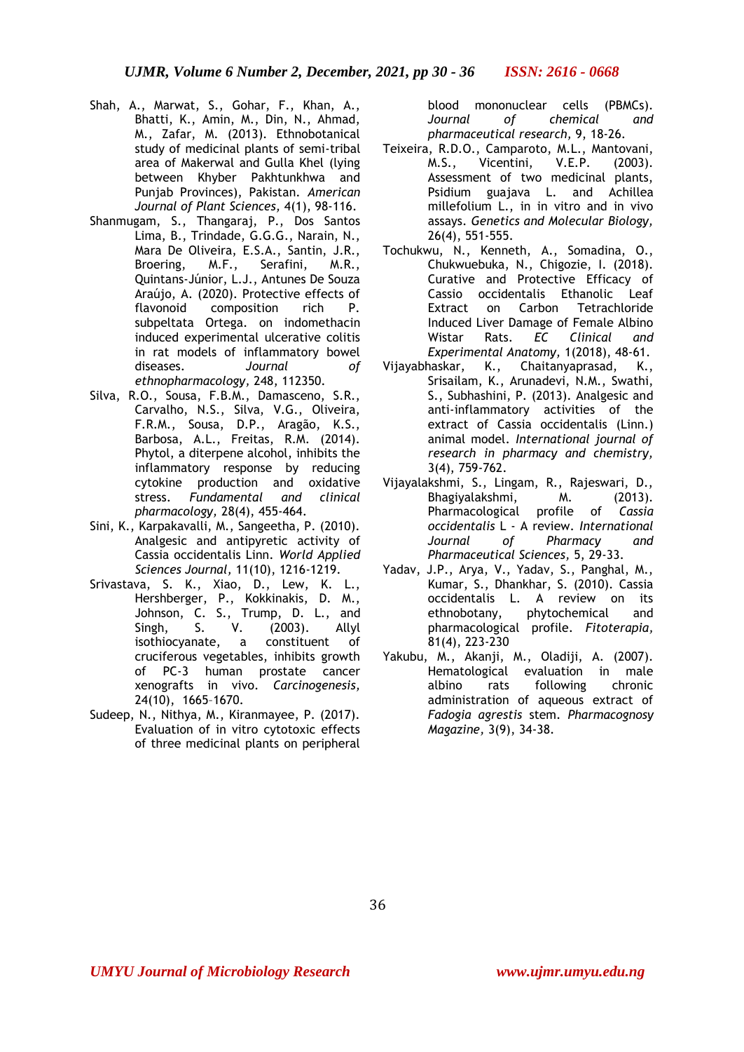Shah, A., Marwat, S., Gohar, F., Khan, A., Bhatti, K., Amin, M., Din, N., Ahmad, M., Zafar, M. (2013). Ethnobotanical study of medicinal plants of semi-tribal area of Makerwal and Gulla Khel (lying between Khyber Pakhtunkhwa and Punjab Provinces), Pakistan. *American Journal of Plant Sciences,* 4(1), 98-116.

Shanmugam, S., Thangaraj, P., Dos Santos Lima, B., Trindade, G.G.G., Narain, N., Mara De Oliveira, E.S.A., Santin, J.R., Broering, M.F., Serafini, M.R., Quintans-Júnior, L.J., Antunes De Souza Araújo, A. (2020). Protective effects of flavonoid composition rich P. subpeltata Ortega. on indomethacin induced experimental ulcerative colitis in rat models of inflammatory bowel diseases. *Journal of ethnopharmacology,* 248, 112350.

Silva, R.O., Sousa, F.B.M., Damasceno, S.R., Carvalho, N.S., Silva, V.G., Oliveira, F.R.M., Sousa, D.P., Aragão, K.S., Barbosa, A.L., Freitas, R.M. (2014). Phytol, a diterpene alcohol, inhibits the inflammatory response by reducing cytokine production and oxidative stress. *Fundamental and clinical pharmacology,* 28(4), 455-464.

Sini, K., Karpakavalli, M., Sangeetha, P. (2010). Analgesic and antipyretic activity of Cassia occidentalis Linn. *World Applied Sciences Journal,* 11(10), 1216-1219.

Srivastava, S. K., Xiao, D., Lew, K. L., Hershberger, P., Kokkinakis, D. M., Johnson, C. S., Trump, D. L., and Singh, S. V. (2003). Allyl isothiocyanate, a constituent of cruciferous vegetables, inhibits growth of PC-3 human prostate cancer xenografts in vivo. *Carcinogenesis,* 24(10), 1665–1670.

Sudeep, N., Nithya, M., Kiranmayee, P. (2017). Evaluation of in vitro cytotoxic effects of three medicinal plants on peripheral blood mononuclear cells (PBMCs). *Journal of chemical and pharmaceutical research,* 9, 18-26.

Teixeira, R.D.O., Camparoto, M.L., Mantovani, M.S., Vicentini, V.E.P. (2003). Assessment of two medicinal plants, Psidium guajava L. and Achillea millefolium L., in in vitro and in vivo assays. *Genetics and Molecular Biology,* 26(4), 551-555.

Tochukwu, N., Kenneth, A., Somadina, O., Chukwuebuka, N., Chigozie, I. (2018). Curative and Protective Efficacy of Cassio occidentalis Ethanolic Leaf Extract on Carbon Tetrachloride Induced Liver Damage of Female Albino Wistar Rats. *EC Clinical and Experimental Anatomy,* 1(2018), 48-61.

Vijayabhaskar, K., Chaitanyaprasad, K., Srisailam, K., Arunadevi, N.M., Swathi, S., Subhashini, P. (2013). Analgesic and anti-inflammatory activities of the extract of Cassia occidentalis (Linn.) animal model. *International journal of research in pharmacy and chemistry,* 3(4), 759-762.

Vijayalakshmi, S., Lingam, R., Rajeswari, D., Bhagiyalakshmi, M. (2013). Pharmacological profile of *Cassia occidentalis* L - A review. *International Journal of Pharmacy and Pharmaceutical Sciences,* 5, 29-33.

Yadav, J.P., Arya, V., Yadav, S., Panghal, M., Kumar, S., Dhankhar, S. (2010). Cassia occidentalis L. A review on its ethnobotany, phytochemical and pharmacological profile. *Fitoterapia,* 81(4), 223-230

Yakubu, M., Akanji, M., Oladiji, A. (2007). Hematological evaluation in male albino rats following chronic administration of aqueous extract of *Fadogia agrestis* stem. *Pharmacognosy Magazine,* 3(9), 34-38.